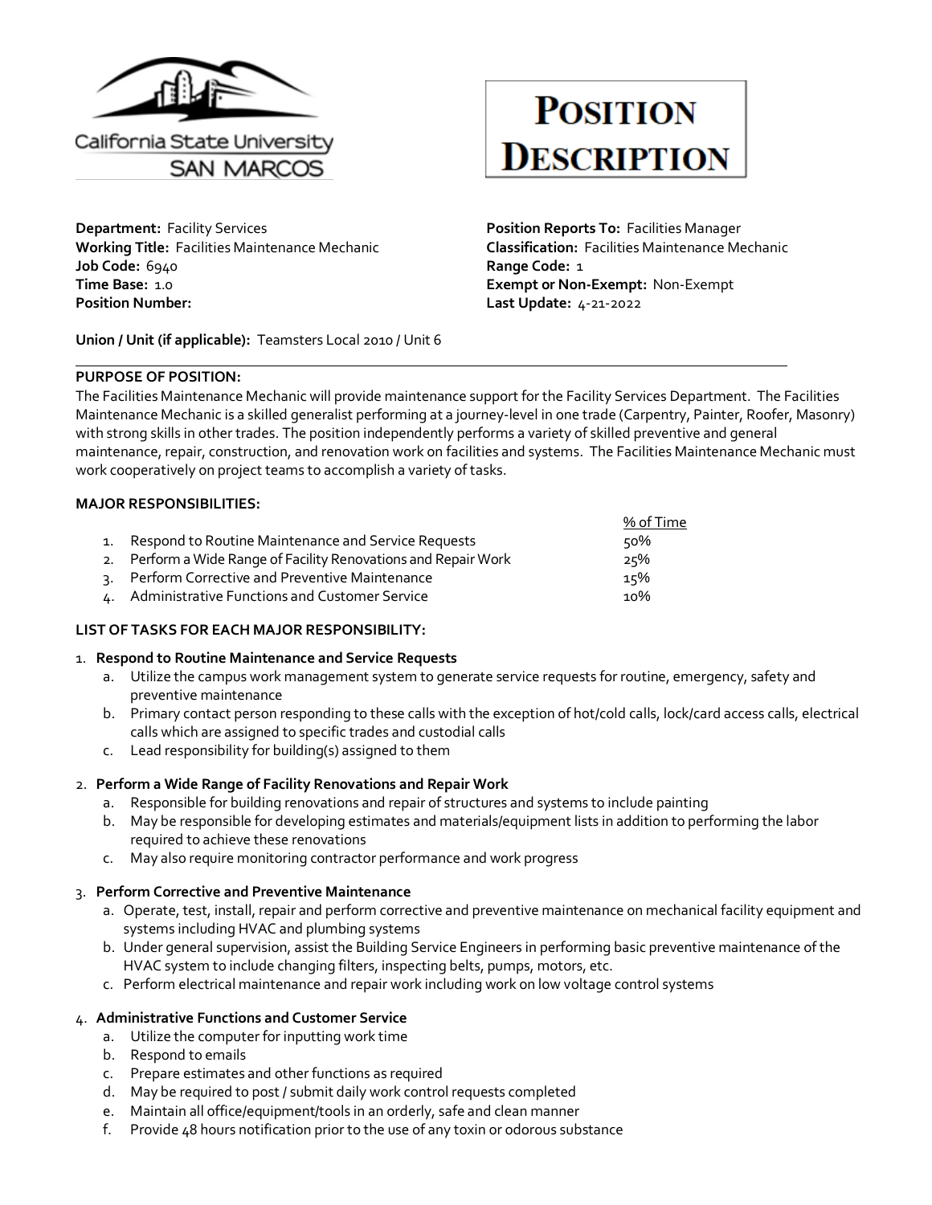California State University
SAN MARCOS

# POSITION DESCRIPTION

**Department:** Facility Services
**Working Title:** Facilities Maintenance Mechanic
**Job Code:** 6940
**Time Base:** 1.0
**Position Number:**

**Position Reports To:** Facilities Manager
**Classification:** Facilities Maintenance Mechanic
**Range Code:** 1
**Exempt or Non-Exempt:** Non-Exempt
**Last Update:** 4-21-2022

**Union / Unit (if applicable):** Teamsters Local 2010 / Unit 6

---

**PURPOSE OF POSITION:**

The Facilities Maintenance Mechanic will provide maintenance support for the Facility Services Department. The Facilities Maintenance Mechanic is a skilled generalist performing at a journey-level in one trade (Carpentry, Painter, Roofer, Masonry) with strong skills in other trades. The position independently performs a variety of skilled preventive and general maintenance, repair, construction, and renovation work on facilities and systems. The Facilities Maintenance Mechanic must work cooperatively on project teams to accomplish a variety of tasks.

**MAJOR RESPONSIBILITIES:**

| | % of Time |
|---|---|
| 1. Respond to Routine Maintenance and Service Requests | 50% |
| 2. Perform a Wide Range of Facility Renovations and Repair Work | 25% |
| 3. Perform Corrective and Preventive Maintenance | 15% |
| 4. Administrative Functions and Customer Service | 10% |

**LIST OF TASKS FOR EACH MAJOR RESPONSIBILITY:**

1. **Respond to Routine Maintenance and Service Requests**
   a. Utilize the campus work management system to generate service requests for routine, emergency, safety and preventive maintenance
   b. Primary contact person responding to these calls with the exception of hot/cold calls, lock/card access calls, electrical calls which are assigned to specific trades and custodial calls
   c. Lead responsibility for building(s) assigned to them

2. **Perform a Wide Range of Facility Renovations and Repair Work**
   a. Responsible for building renovations and repair of structures and systems to include painting
   b. May be responsible for developing estimates and materials/equipment lists in addition to performing the labor required to achieve these renovations
   c. May also require monitoring contractor performance and work progress

3. **Perform Corrective and Preventive Maintenance**
   a. Operate, test, install, repair and perform corrective and preventive maintenance on mechanical facility equipment and systems including HVAC and plumbing systems
   b. Under general supervision, assist the Building Service Engineers in performing basic preventive maintenance of the HVAC system to include changing filters, inspecting belts, pumps, motors, etc.
   c. Perform electrical maintenance and repair work including work on low voltage control systems

4. **Administrative Functions and Customer Service**
   a. Utilize the computer for inputting work time
   b. Respond to emails
   c. Prepare estimates and other functions as required
   d. May be required to post / submit daily work control requests completed
   e. Maintain all office/equipment/tools in an orderly, safe and clean manner
   f. Provide 48 hours notification prior to the use of any toxin or odorous substance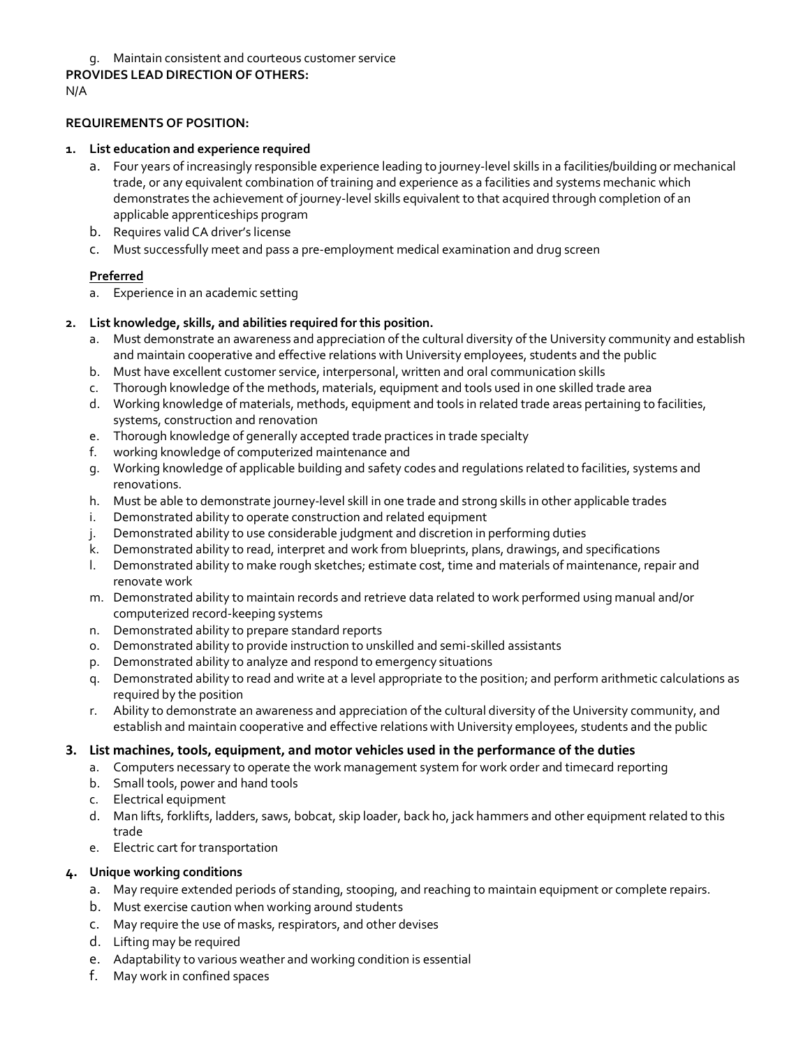g. Maintain consistent and courteous customer service

**PROVIDES LEAD DIRECTION OF OTHERS:**

N/A

**REQUIREMENTS OF POSITION:**

1. **List education and experience required**
   a. Four years of increasingly responsible experience leading to journey-level skills in a facilities/building or mechanical trade, or any equivalent combination of training and experience as a facilities and systems mechanic which demonstrates the achievement of journey-level skills equivalent to that acquired through completion of an applicable apprenticeships program
   b. Requires valid CA driver's license
   c. Must successfully meet and pass a pre-employment medical examination and drug screen

   **Preferred**
   a. Experience in an academic setting

2. **List knowledge, skills, and abilities required for this position.**
   a. Must demonstrate an awareness and appreciation of the cultural diversity of the University community and establish and maintain cooperative and effective relations with University employees, students and the public
   b. Must have excellent customer service, interpersonal, written and oral communication skills
   c. Thorough knowledge of the methods, materials, equipment and tools used in one skilled trade area
   d. Working knowledge of materials, methods, equipment and tools in related trade areas pertaining to facilities, systems, construction and renovation
   e. Thorough knowledge of generally accepted trade practices in trade specialty
   f. working knowledge of computerized maintenance and
   g. Working knowledge of applicable building and safety codes and regulations related to facilities, systems and renovations.
   h. Must be able to demonstrate journey-level skill in one trade and strong skills in other applicable trades
   i. Demonstrated ability to operate construction and related equipment
   j. Demonstrated ability to use considerable judgment and discretion in performing duties
   k. Demonstrated ability to read, interpret and work from blueprints, plans, drawings, and specifications
   l. Demonstrated ability to make rough sketches; estimate cost, time and materials of maintenance, repair and renovate work
   m. Demonstrated ability to maintain records and retrieve data related to work performed using manual and/or computerized record-keeping systems
   n. Demonstrated ability to prepare standard reports
   o. Demonstrated ability to provide instruction to unskilled and semi-skilled assistants
   p. Demonstrated ability to analyze and respond to emergency situations
   q. Demonstrated ability to read and write at a level appropriate to the position; and perform arithmetic calculations as required by the position
   r. Ability to demonstrate an awareness and appreciation of the cultural diversity of the University community, and establish and maintain cooperative and effective relations with University employees, students and the public

3. **List machines, tools, equipment, and motor vehicles used in the performance of the duties**
   a. Computers necessary to operate the work management system for work order and timecard reporting
   b. Small tools, power and hand tools
   c. Electrical equipment
   d. Man lifts, forklifts, ladders, saws, bobcat, skip loader, back ho, jack hammers and other equipment related to this trade
   e. Electric cart for transportation

4. **Unique working conditions**
   a. May require extended periods of standing, stooping, and reaching to maintain equipment or complete repairs.
   b. Must exercise caution when working around students
   c. May require the use of masks, respirators, and other devises
   d. Lifting may be required
   e. Adaptability to various weather and working condition is essential
   f. May work in confined spaces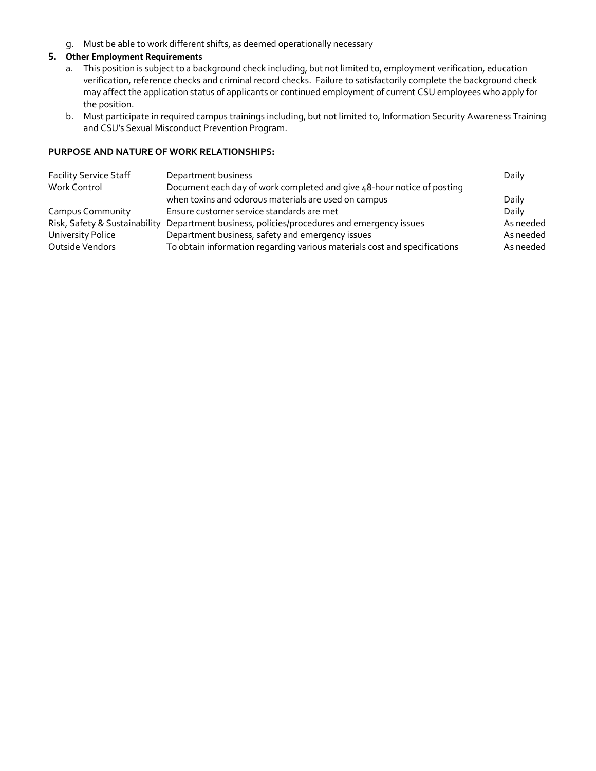g. Must be able to work different shifts, as deemed operationally necessary

**5. Other Employment Requirements**

a. This position is subject to a background check including, but not limited to, employment verification, education verification, reference checks and criminal record checks. Failure to satisfactorily complete the background check may affect the application status of applicants or continued employment of current CSU employees who apply for the position.

b. Must participate in required campus trainings including, but not limited to, Information Security Awareness Training and CSU's Sexual Misconduct Prevention Program.

**PURPOSE AND NATURE OF WORK RELATIONSHIPS:**

| | | |
|---|---|---|
| Facility Service Staff | Department business | Daily |
| Work Control | Document each day of work completed and give 48-hour notice of posting when toxins and odorous materials are used on campus | Daily |
| Campus Community | Ensure customer service standards are met | Daily |
| Risk, Safety & Sustainability | Department business, policies/procedures and emergency issues | As needed |
| University Police | Department business, safety and emergency issues | As needed |
| Outside Vendors | To obtain information regarding various materials cost and specifications | As needed |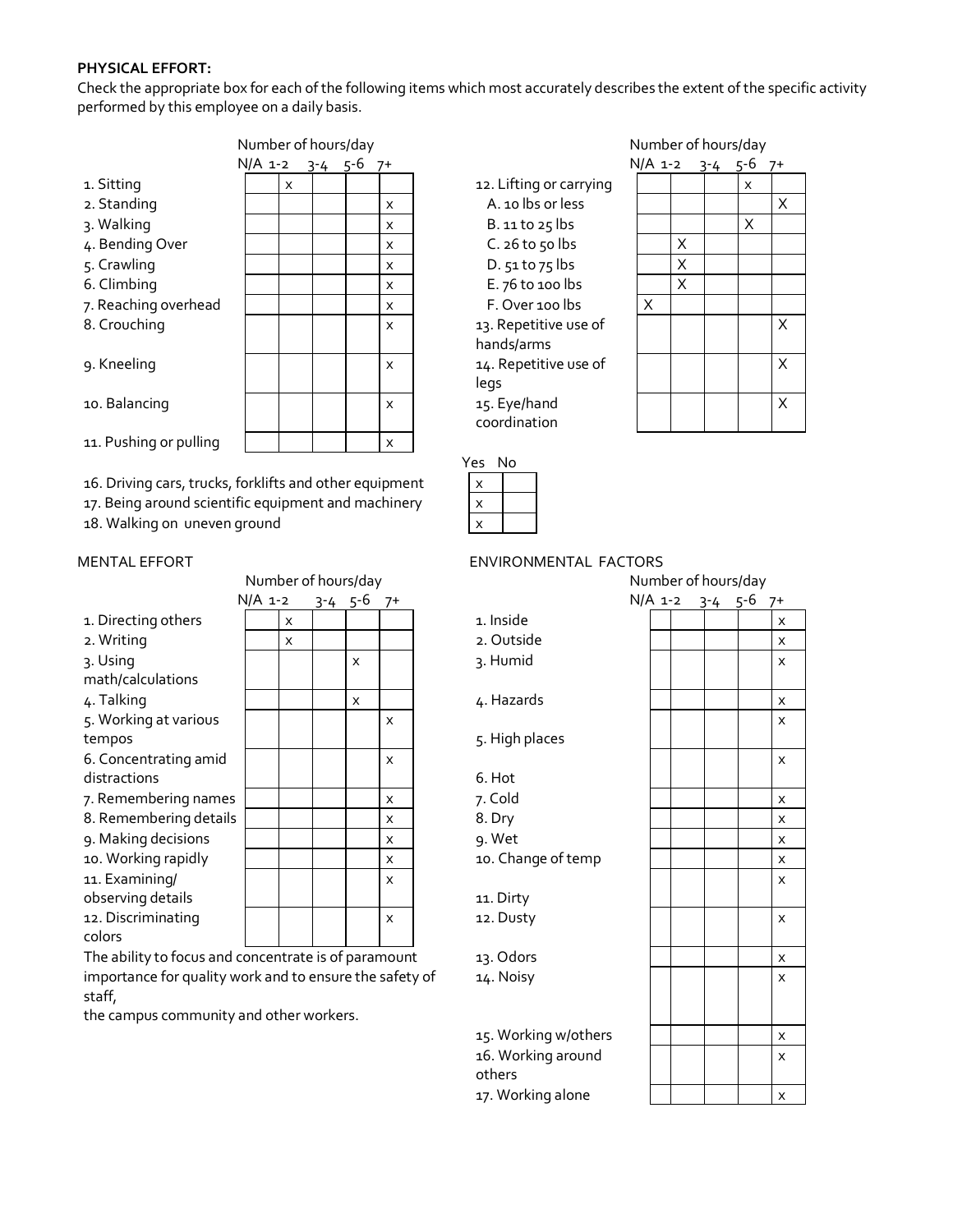**PHYSICAL EFFORT:**
Check the appropriate box for each of the following items which most accurately describes the extent of the specific activity performed by this employee on a daily basis.

| | N/A | 1-2 | 3-4 | 5-6 | 7+ |
|---|---|---|---|---|---|
| 1. Sitting | | x | | | |
| 2. Standing | | | | | x |
| 3. Walking | | | | | x |
| 4. Bending Over | | | | | x |
| 5. Crawling | | | | | x |
| 6. Climbing | | | | | x |
| 7. Reaching overhead | | | | | x |
| 8. Crouching | | | | | x |
| 9. Kneeling | | | | | x |
| 10. Balancing | | | | | x |
| 11. Pushing or pulling | | | | | x |

| | N/A | 1-2 | 3-4 | 5-6 | 7+ |
|---|---|---|---|---|---|
| 12. Lifting or carrying | | | | x | |
| A. 10 lbs or less | | | | | X |
| B. 11 to 25 lbs | | | | X | |
| C. 26 to 50 lbs | | X | | | |
| D. 51 to 75 lbs | | X | | | |
| E. 76 to 100 lbs | | X | | | |
| F. Over 100 lbs | X | | | | |
| 13. Repetitive use of hands/arms | | | | | X |
| 14. Repetitive use of legs | | | | | X |
| 15. Eye/hand coordination | | | | | X |

| | Yes | No |
|---|---|---|
| 16. Driving cars, trucks, forklifts and other equipment | x | |
| 17. Being around scientific equipment and machinery | x | |
| 18. Walking on uneven ground | x | |

MENTAL EFFORT

| | N/A | 1-2 | 3-4 | 5-6 | 7+ |
|---|---|---|---|---|---|
| 1. Directing others | | x | | | |
| 2. Writing | | x | | | |
| 3. Using math/calculations | | | | x | |
| 4. Talking | | | | x | |
| 5. Working at various tempos | | | | | x |
| 6. Concentrating amid distractions | | | | | x |
| 7. Remembering names | | | | | x |
| 8. Remembering details | | | | | x |
| 9. Making decisions | | | | | x |
| 10. Working rapidly | | | | | x |
| 11. Examining/ observing details | | | | | x |
| 12. Discriminating colors | | | | | x |

The ability to focus and concentrate is of paramount importance for quality work and to ensure the safety of staff,
the campus community and other workers.

ENVIRONMENTAL FACTORS

| | N/A | 1-2 | 3-4 | 5-6 | 7+ |
|---|---|---|---|---|---|
| 1. Inside | | | | | x |
| 2. Outside | | | | | x |
| 3. Humid | | | | | x |
| 4. Hazards | | | | | x |
| 5. High places | | | | | x |
| 6. Hot | | | | | x |
| 7. Cold | | | | | x |
| 8. Dry | | | | | x |
| 9. Wet | | | | | x |
| 10. Change of temp | | | | | x |
| 11. Dirty | | | | | x |
| 12. Dusty | | | | | x |
| 13. Odors | | | | | x |
| 14. Noisy | | | | | x |
| 15. Working w/others | | | | | x |
| 16. Working around others | | | | | x |
| 17. Working alone | | | | | x |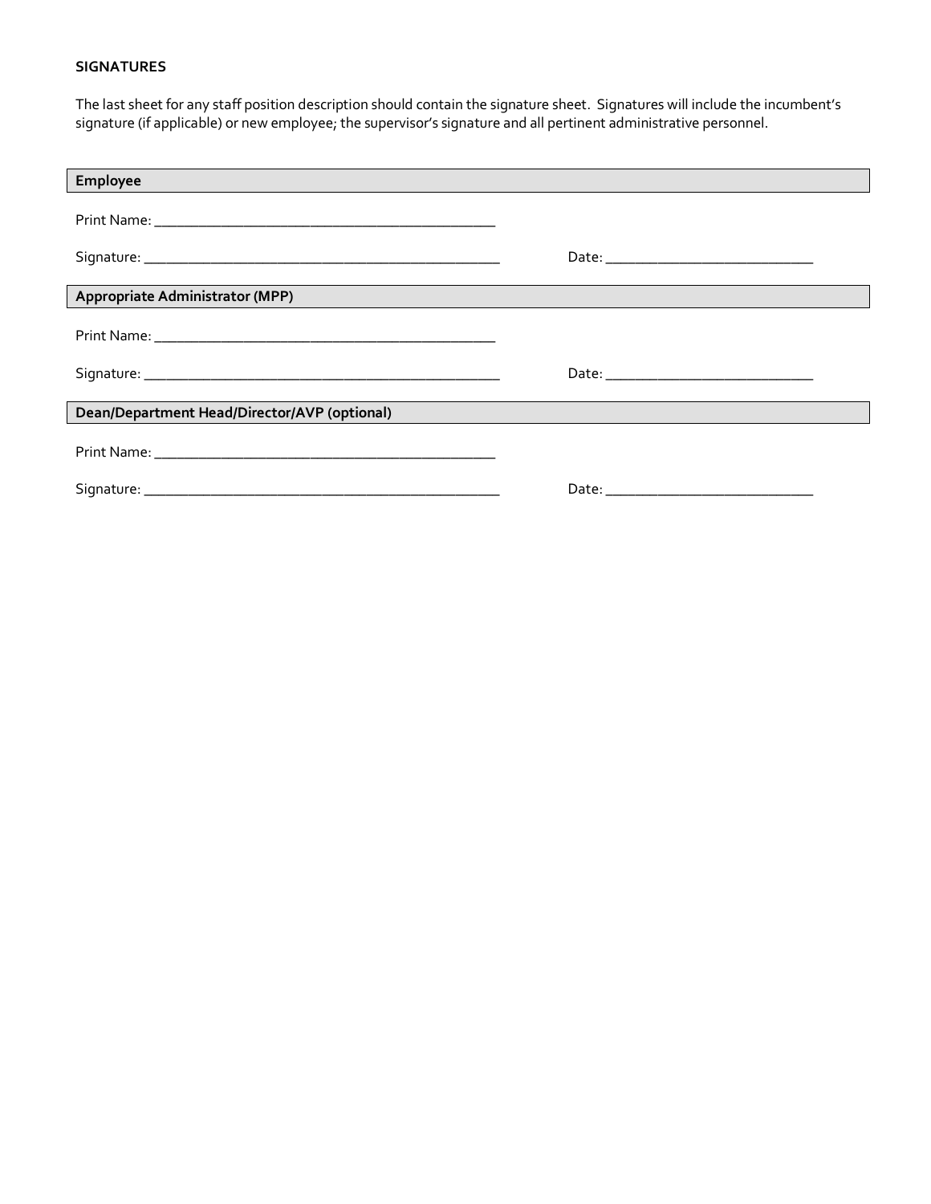**SIGNATURES**

The last sheet for any staff position description should contain the signature sheet. Signatures will include the incumbent's signature (if applicable) or new employee; the supervisor's signature and all pertinent administrative personnel.

| **Employee** | |
|---|---|
| Print Name: _______________________________________________ | |
| Signature: ________________________________________________ | Date: ____________________________ |

| **Appropriate Administrator (MPP)** | |
|---|---|
| Print Name: _______________________________________________ | |
| Signature: ________________________________________________ | Date: ____________________________ |

| **Dean/Department Head/Director/AVP (optional)** | |
|---|---|
| Print Name: _______________________________________________ | |
| Signature: ________________________________________________ | Date: ____________________________ |